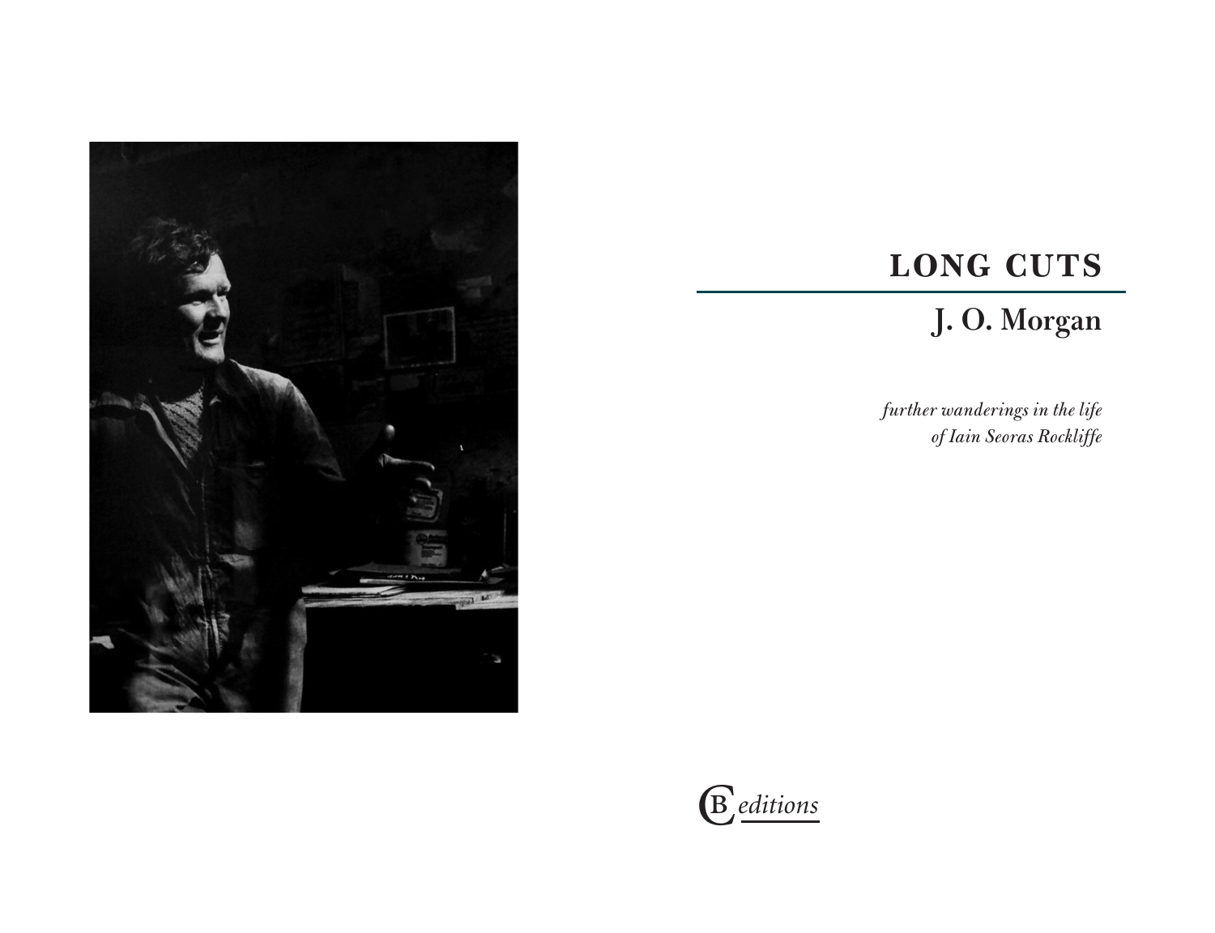# LONG CUTS

## J. O. Morgan

*further wanderings in the life of Iain Seoras Rockliffe*

CB *editions*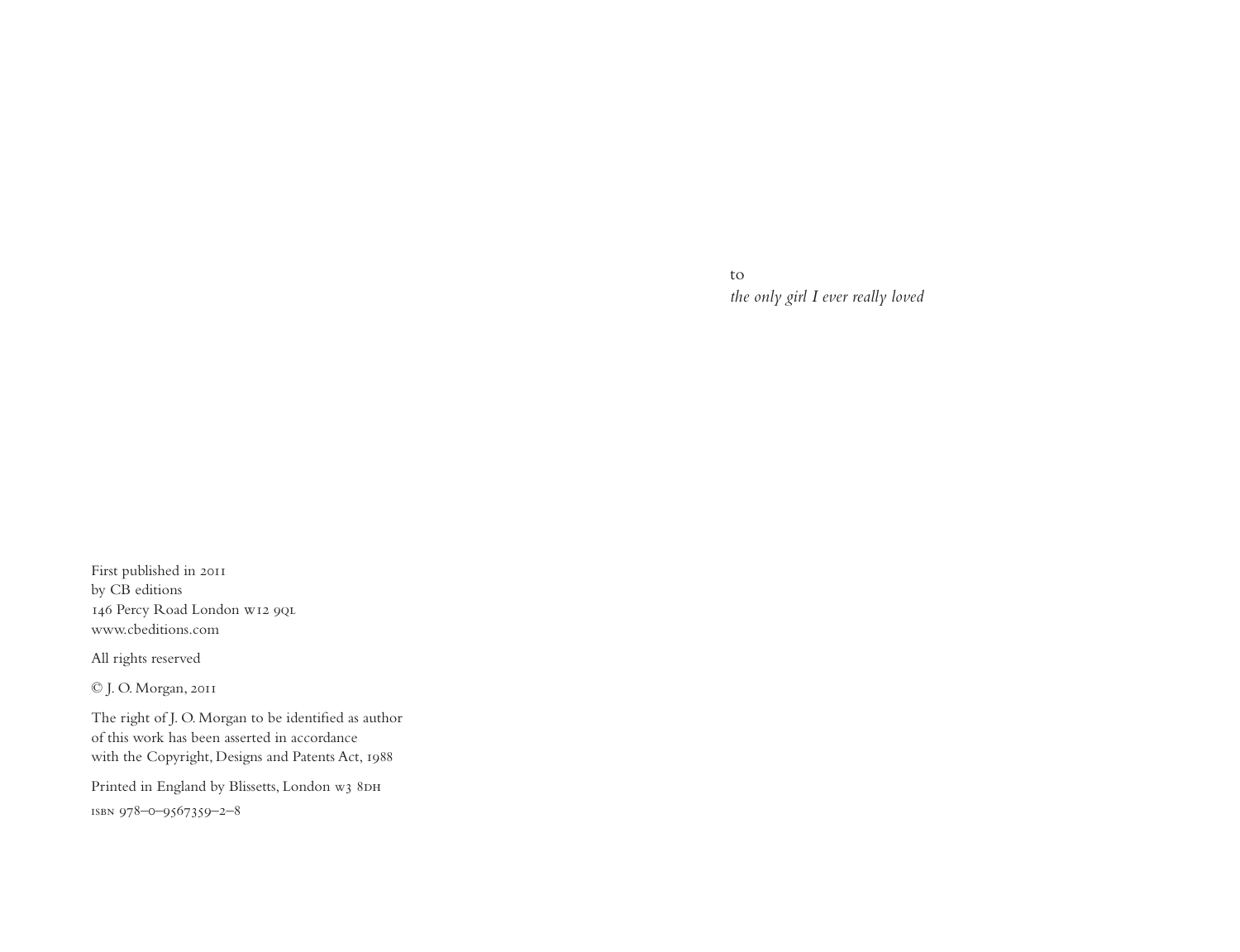First published in 2011
by CB editions
146 Percy Road London W12 9QL
www.cbeditions.com

All rights reserved

© J. O. Morgan, 2011

The right of J. O. Morgan to be identified as author
of this work has been asserted in accordance
with the Copyright, Designs and Patents Act, 1988

Printed in England by Blissetts, London W3 8DH

ISBN 978–0–9567359–2–8

to
*the only girl I ever really loved*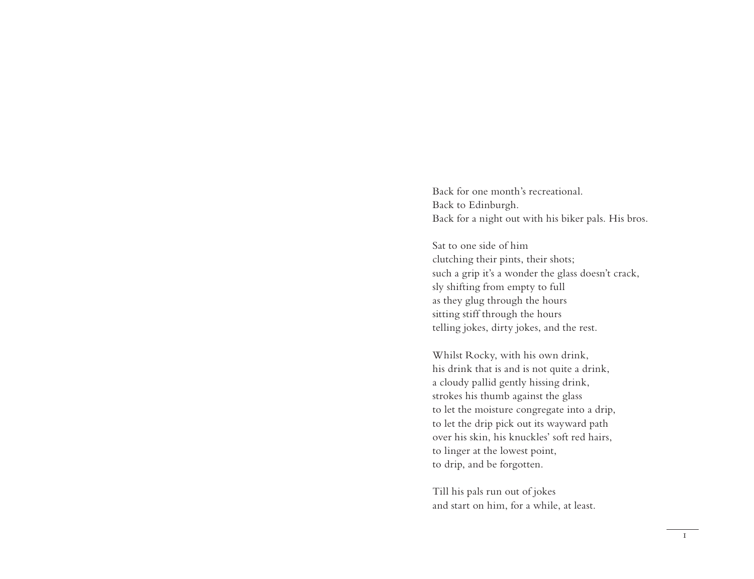Back for one month's recreational.
Back to Edinburgh.
Back for a night out with his biker pals. His bros.

Sat to one side of him
clutching their pints, their shots;
such a grip it's a wonder the glass doesn't crack,
sly shifting from empty to full
as they glug through the hours
sitting stiff through the hours
telling jokes, dirty jokes, and the rest.

Whilst Rocky, with his own drink,
his drink that is and is not quite a drink,
a cloudy pallid gently hissing drink,
strokes his thumb against the glass
to let the moisture congregate into a drip,
to let the drip pick out its wayward path
over his skin, his knuckles' soft red hairs,
to linger at the lowest point,
to drip, and be forgotten.

Till his pals run out of jokes
and start on him, for a while, at least.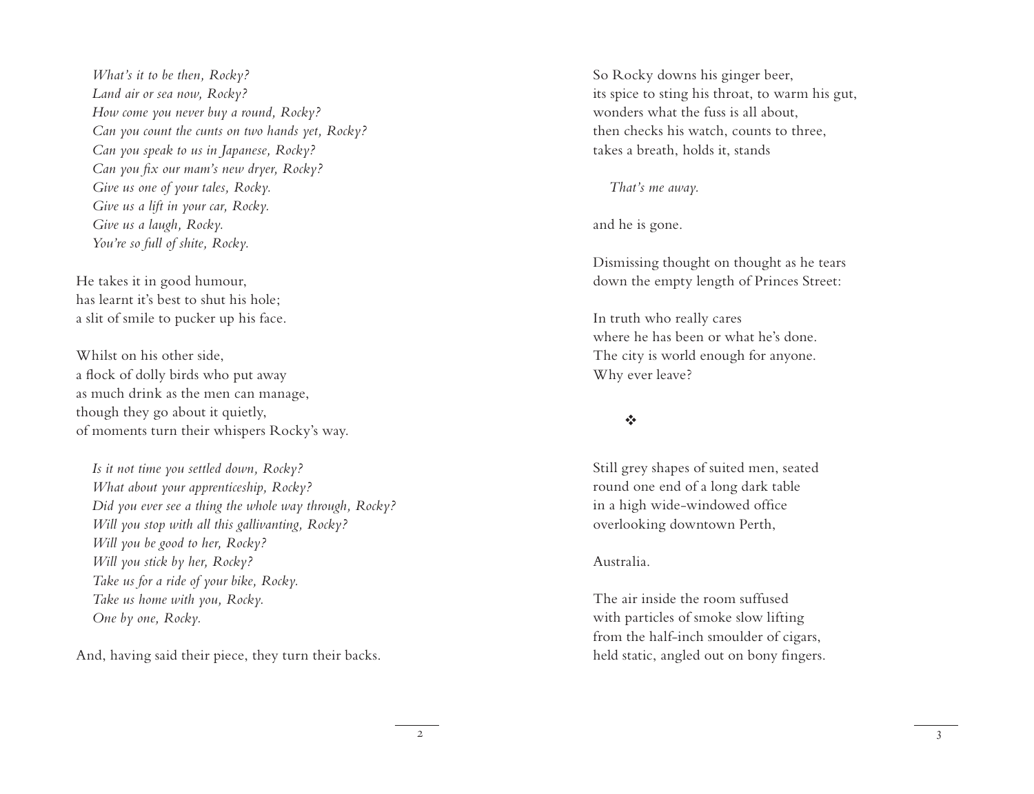*What's it to be then, Rocky?*
*Land air or sea now, Rocky?*
*How come you never buy a round, Rocky?*
*Can you count the cunts on two hands yet, Rocky?*
*Can you speak to us in Japanese, Rocky?*
*Can you fix our mam's new dryer, Rocky?*
*Give us one of your tales, Rocky.*
*Give us a lift in your car, Rocky.*
*Give us a laugh, Rocky.*
*You're so full of shite, Rocky.*

He takes it in good humour,
has learnt it's best to shut his hole;
a slit of smile to pucker up his face.

Whilst on his other side,
a flock of dolly birds who put away
as much drink as the men can manage,
though they go about it quietly,
of moments turn their whispers Rocky's way.

*Is it not time you settled down, Rocky?*
*What about your apprenticeship, Rocky?*
*Did you ever see a thing the whole way through, Rocky?*
*Will you stop with all this gallivanting, Rocky?*
*Will you be good to her, Rocky?*
*Will you stick by her, Rocky?*
*Take us for a ride of your bike, Rocky.*
*Take us home with you, Rocky.*
*One by one, Rocky.*

And, having said their piece, they turn their backs.

So Rocky downs his ginger beer,
its spice to sting his throat, to warm his gut,
wonders what the fuss is all about,
then checks his watch, counts to three,
takes a breath, holds it, stands

*That's me away.*

and he is gone.

Dismissing thought on thought as he tears
down the empty length of Princes Street:

In truth who really cares
where he has been or what he's done.
The city is world enough for anyone.
Why ever leave?

❖

Still grey shapes of suited men, seated
round one end of a long dark table
in a high wide-windowed office
overlooking downtown Perth,

Australia.

The air inside the room suffused
with particles of smoke slow lifting
from the half-inch smoulder of cigars,
held static, angled out on bony fingers.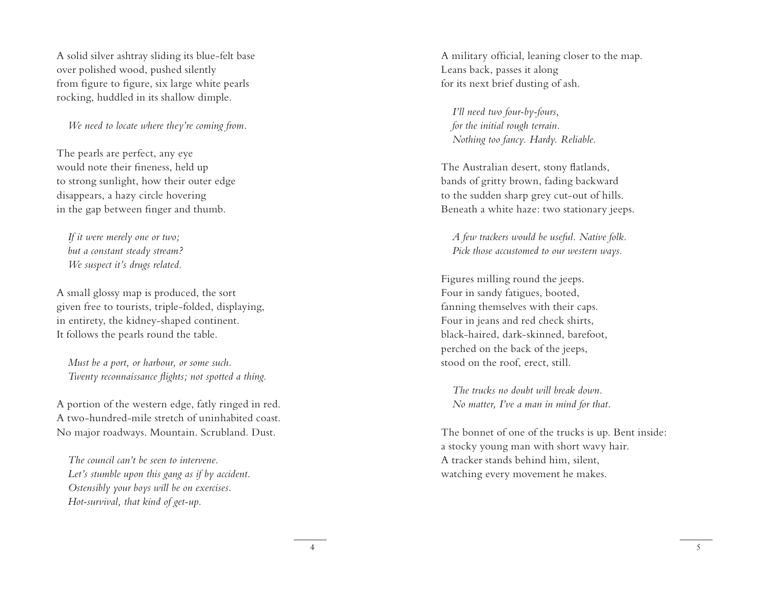A solid silver ashtray sliding its blue-felt base
over polished wood, pushed silently
from figure to figure, six large white pearls
rocking, huddled in its shallow dimple.

*We need to locate where they're coming from.*

The pearls are perfect, any eye
would note their fineness, held up
to strong sunlight, how their outer edge
disappears, a hazy circle hovering
in the gap between finger and thumb.

*If it were merely one or two;*
*but a constant steady stream?*
*We suspect it's drugs related.*

A small glossy map is produced, the sort
given free to tourists, triple-folded, displaying,
in entirety, the kidney-shaped continent.
It follows the pearls round the table.

*Must be a port, or harbour, or some such.*
*Twenty reconnaissance flights; not spotted a thing.*

A portion of the western edge, fatly ringed in red.
A two-hundred-mile stretch of uninhabited coast.
No major roadways. Mountain. Scrubland. Dust.

*The council can't be seen to intervene.*
*Let's stumble upon this gang as if by accident.*
*Ostensibly your boys will be on exercises.*
*Hot-survival, that kind of get-up.*

A military official, leaning closer to the map.
Leans back, passes it along
for its next brief dusting of ash.

*I'll need two four-by-fours,*
*for the initial rough terrain.*
*Nothing too fancy. Hardy. Reliable.*

The Australian desert, stony flatlands,
bands of gritty brown, fading backward
to the sudden sharp grey cut-out of hills.
Beneath a white haze: two stationary jeeps.

*A few trackers would be useful. Native folk.*
*Pick those accustomed to our western ways.*

Figures milling round the jeeps.
Four in sandy fatigues, booted,
fanning themselves with their caps.
Four in jeans and red check shirts,
black-haired, dark-skinned, barefoot,
perched on the back of the jeeps,
stood on the roof, erect, still.

*The trucks no doubt will break down.*
*No matter, I've a man in mind for that.*

The bonnet of one of the trucks is up. Bent inside:
a stocky young man with short wavy hair.
A tracker stands behind him, silent,
watching every movement he makes.